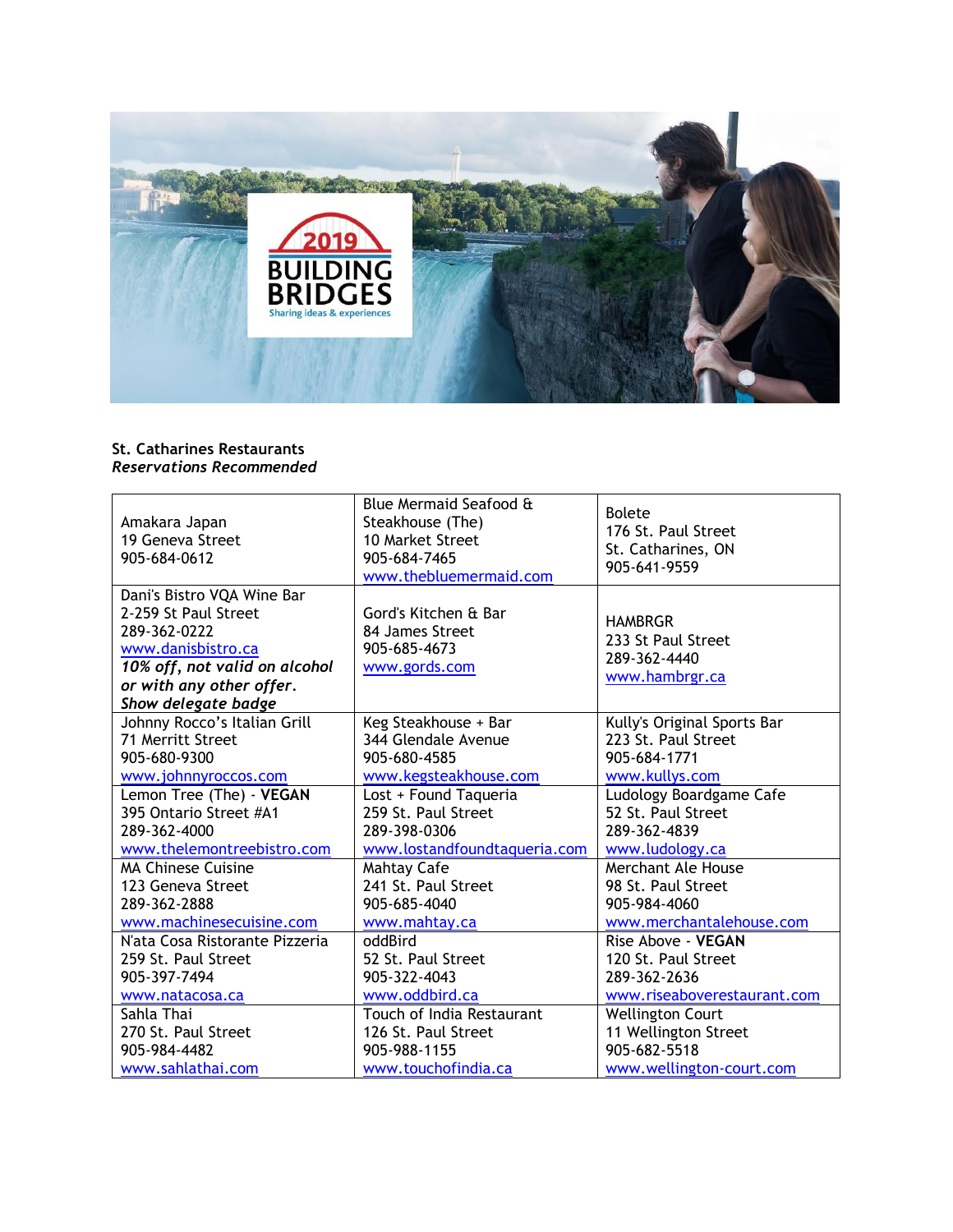**St. Catharines Restaurants**
***Reservations Recommended***

| | | |
|---|---|---|
| Amakara Japan<br>19 Geneva Street<br>905-684-0612 | Blue Mermaid Seafood & Steakhouse (The)<br>10 Market Street<br>905-684-7465<br>www.thebluemermaid.com | Bolete<br>176 St. Paul Street<br>St. Catharines, ON<br>905-641-9559 |
| Dani's Bistro VQA Wine Bar<br>2-259 St Paul Street<br>289-362-0222<br>www.danisbistro.ca<br>***10% off, not valid on alcohol or with any other offer.***<br>***Show delegate badge*** | Gord's Kitchen & Bar<br>84 James Street<br>905-685-4673<br>www.gords.com | HAMBRGR<br>233 St Paul Street<br>289-362-4440<br>www.hambrgr.ca |
| Johnny Rocco's Italian Grill<br>71 Merritt Street<br>905-680-9300<br>www.johnnyroccos.com | Keg Steakhouse + Bar<br>344 Glendale Avenue<br>905-680-4585<br>www.kegsteakhouse.com | Kully's Original Sports Bar<br>223 St. Paul Street<br>905-684-1771<br>www.kullys.com |
| Lemon Tree (The) - **VEGAN**<br>395 Ontario Street #A1<br>289-362-4000<br>www.thelemontreebistro.com | Lost + Found Taqueria<br>259 St. Paul Street<br>289-398-0306<br>www.lostandfoundtaqueria.com | Ludology Boardgame Cafe<br>52 St. Paul Street<br>289-362-4839<br>www.ludology.ca |
| MA Chinese Cuisine<br>123 Geneva Street<br>289-362-2888<br>www.machinesecuisine.com | Mahtay Cafe<br>241 St. Paul Street<br>905-685-4040<br>www.mahtay.ca | Merchant Ale House<br>98 St. Paul Street<br>905-984-4060<br>www.merchantalehouse.com |
| N'ata Cosa Ristorante Pizzeria<br>259 St. Paul Street<br>905-397-7494<br>www.natacosa.ca | oddBird<br>52 St. Paul Street<br>905-322-4043<br>www.oddbird.ca | Rise Above - **VEGAN**<br>120 St. Paul Street<br>289-362-2636<br>www.riseaboverestaurant.com |
| Sahla Thai<br>270 St. Paul Street<br>905-984-4482<br>www.sahlathai.com | Touch of India Restaurant<br>126 St. Paul Street<br>905-988-1155<br>www.touchofindia.ca | Wellington Court<br>11 Wellington Street<br>905-682-5518<br>www.wellington-court.com |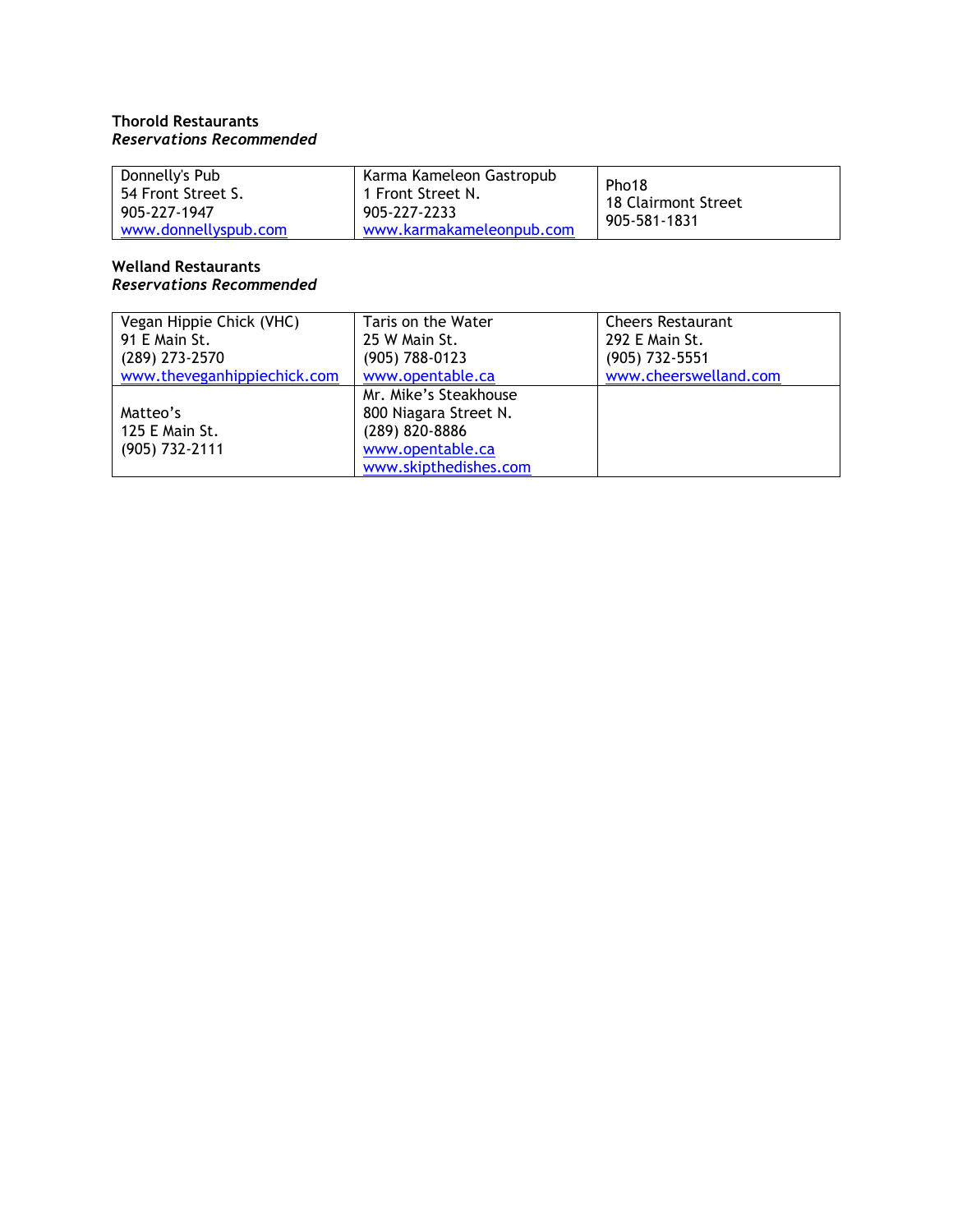**Thorold Restaurants**
***Reservations Recommended***

| | | |
|---|---|---|
| Donnelly's Pub<br>54 Front Street S.<br>905-227-1947<br>www.donnellyspub.com | Karma Kameleon Gastropub<br>1 Front Street N.<br>905-227-2233<br>www.karmakameleonpub.com | Pho18<br>18 Clairmont Street<br>905-581-1831 |

**Welland Restaurants**
***Reservations Recommended***

| | | |
|---|---|---|
| Vegan Hippie Chick (VHC)<br>91 E Main St.<br>(289) 273-2570<br>www.theveganhippiechick.com | Taris on the Water<br>25 W Main St.<br>(905) 788-0123<br>www.opentable.ca | Cheers Restaurant<br>292 E Main St.<br>(905) 732-5551<br>www.cheerswelland.com |
| Matteo's<br>125 E Main St.<br>(905) 732-2111 | Mr. Mike's Steakhouse<br>800 Niagara Street N.<br>(289) 820-8886<br>www.opentable.ca<br>www.skipthedishes.com | |